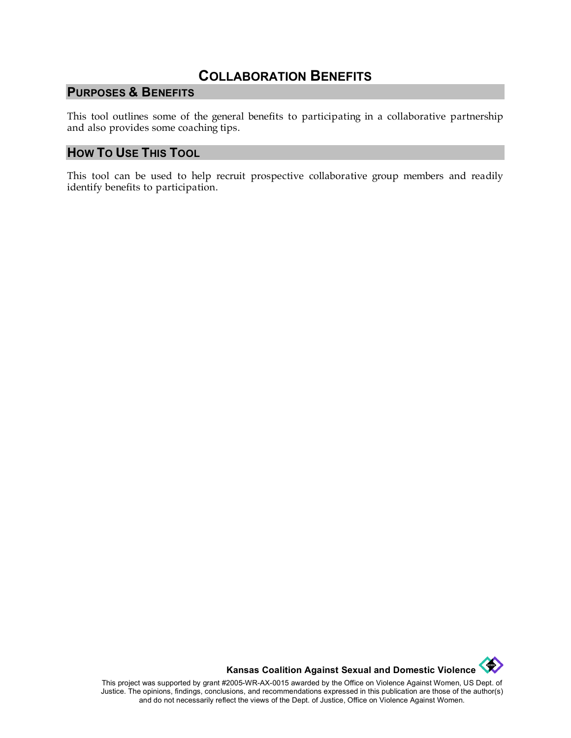# COLLABORATION BENEFITS

## PURPOSES & BENEFITS

This tool outlines some of the general benefits to participating in a collaborative partnership and also provides some coaching tips.

## HOW TO USE THIS TOOL

This tool can be used to help recruit prospective collaborative group members and readily identify benefits to participation.

**Kansas Coalition Against Sexual and Domestic Violence**

This project was supported by grant #2005-WR-AX-0015 awarded by the Office on Violence Against Women, US Dept. of Justice. The opinions, findings, conclusions, and recommendations expressed in this publication are those of the author(s) and do not necessarily reflect the views of the Dept. of Justice, Office on Violence Against Women.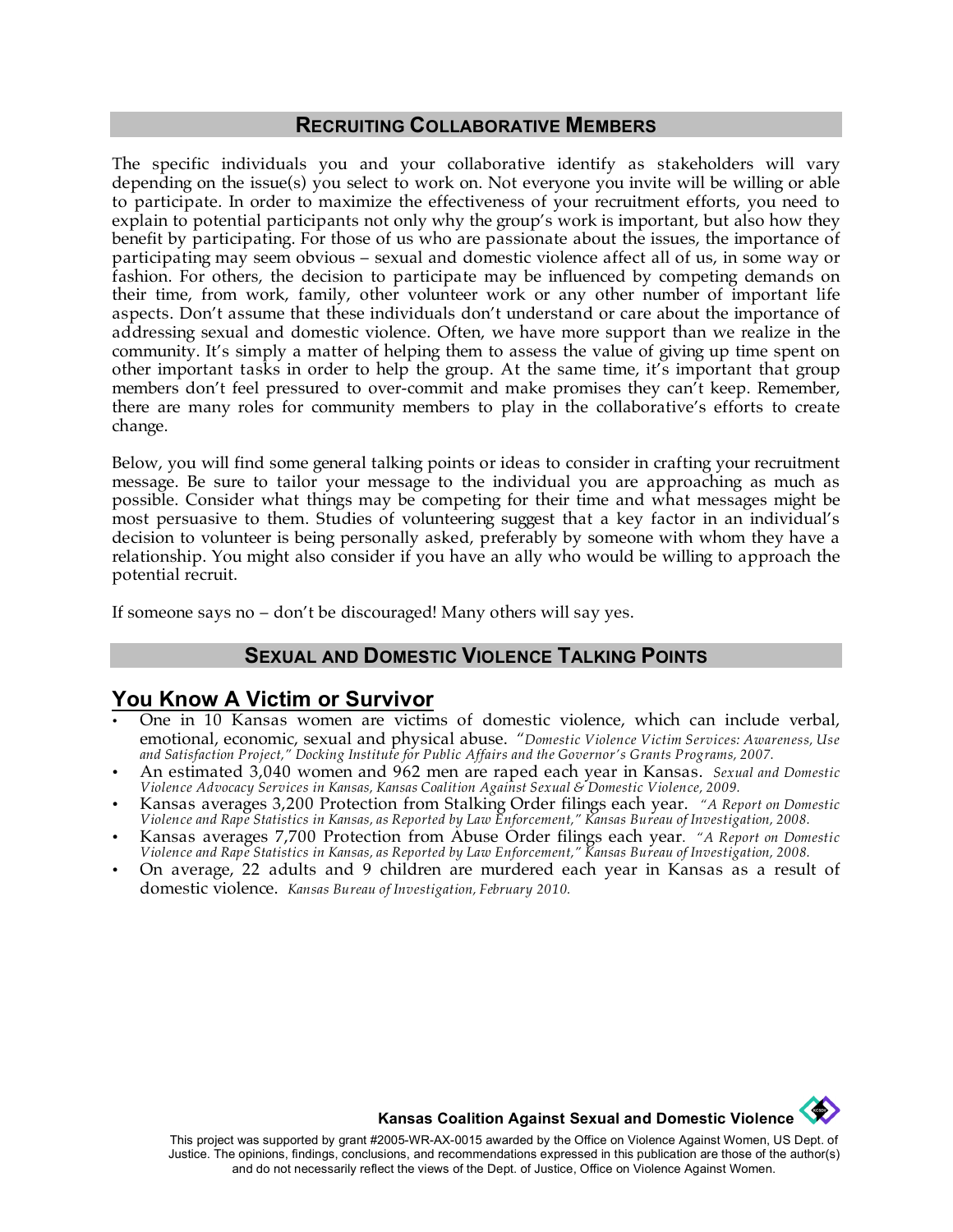## RECRUITING COLLABORATIVE MEMBERS

The specific individuals you and your collaborative identify as stakeholders will vary depending on the issue(s) you select to work on. Not everyone you invite will be willing or able to participate. In order to maximize the effectiveness of your recruitment efforts, you need to explain to potential participants not only why the group's work is important, but also how they benefit by participating. For those of us who are passionate about the issues, the importance of participating may seem obvious – sexual and domestic violence affect all of us, in some way or fashion. For others, the decision to participate may be influenced by competing demands on their time, from work, family, other volunteer work or any other number of important life aspects. Don't assume that these individuals don't understand or care about the importance of addressing sexual and domestic violence. Often, we have more support than we realize in the community. It's simply a matter of helping them to assess the value of giving up time spent on other important tasks in order to help the group. At the same time, it's important that group members don't feel pressured to over-commit and make promises they can't keep. Remember, there are many roles for community members to play in the collaborative's efforts to create change.

Below, you will find some general talking points or ideas to consider in crafting your recruitment message. Be sure to tailor your message to the individual you are approaching as much as possible. Consider what things may be competing for their time and what messages might be most persuasive to them. Studies of volunteering suggest that a key factor in an individual's decision to volunteer is being personally asked, preferably by someone with whom they have a relationship. You might also consider if you have an ally who would be willing to approach the potential recruit.

If someone says no – don't be discouraged! Many others will say yes.

## SEXUAL AND DOMESTIC VIOLENCE TALKING POINTS

### You Know A Victim or Survivor

- One in 10 Kansas women are victims of domestic violence, which can include verbal, emotional, economic, sexual and physical abuse. *"Domestic Violence Victim Services: Awareness, Use and Satisfaction Project," Docking Institute for Public Affairs and the Governor's Grants Programs, 2007.*
- An estimated 3,040 women and 962 men are raped each year in Kansas. *Sexual and Domestic Violence Advocacy Services in Kansas, Kansas Coalition Against Sexual & Domestic Violence, 2009.*
- Kansas averages 3,200 Protection from Stalking Order filings each year. *"A Report on Domestic Violence and Rape Statistics in Kansas, as Reported by Law Enforcement," Kansas Bureau of Investigation, 2008.*
- Kansas averages 7,700 Protection from Abuse Order filings each year. *"A Report on Domestic Violence and Rape Statistics in Kansas, as Reported by Law Enforcement," Kansas Bureau of Investigation, 2008.*
- On average, 22 adults and 9 children are murdered each year in Kansas as a result of domestic violence. *Kansas Bureau of Investigation, February 2010.*

**Kansas Coalition Against Sexual and Domestic Violence**

This project was supported by grant #2005-WR-AX-0015 awarded by the Office on Violence Against Women, US Dept. of Justice. The opinions, findings, conclusions, and recommendations expressed in this publication are those of the author(s) and do not necessarily reflect the views of the Dept. of Justice, Office on Violence Against Women.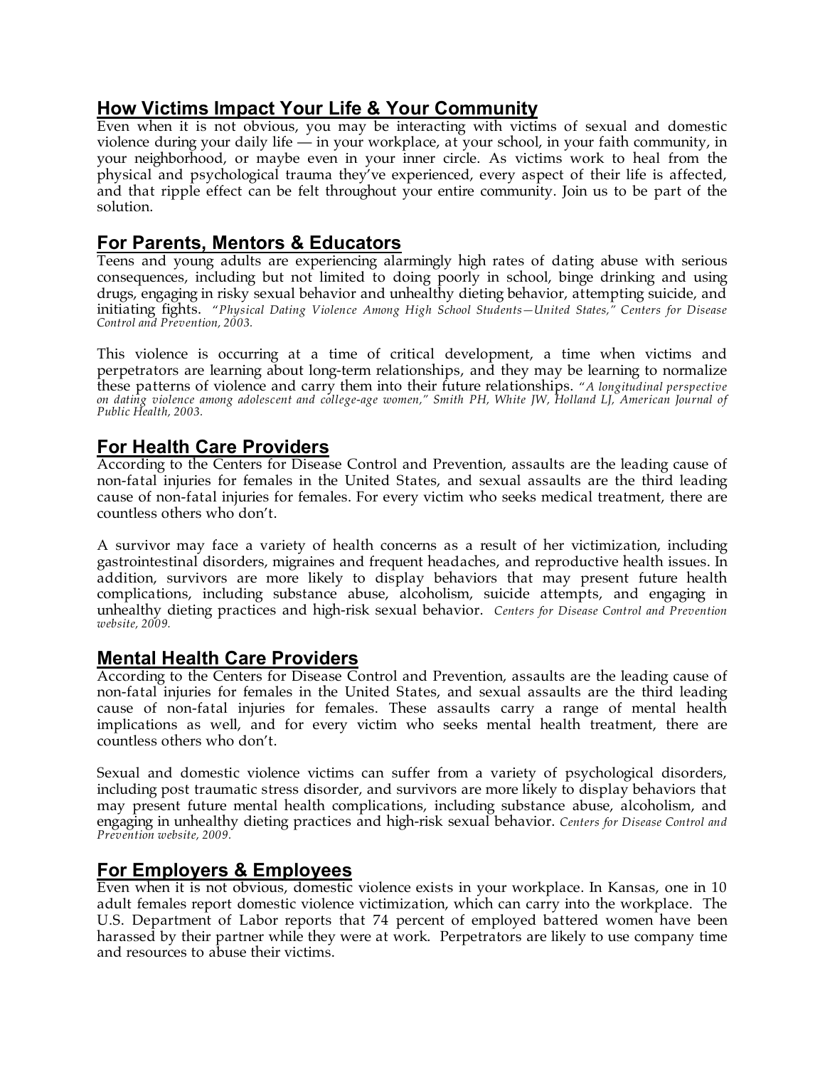## How Victims Impact Your Life & Your Community

Even when it is not obvious, you may be interacting with victims of sexual and domestic violence during your daily life — in your workplace, at your school, in your faith community, in your neighborhood, or maybe even in your inner circle. As victims work to heal from the physical and psychological trauma they've experienced, every aspect of their life is affected, and that ripple effect can be felt throughout your entire community. Join us to be part of the solution.

## For Parents, Mentors & Educators

Teens and young adults are experiencing alarmingly high rates of dating abuse with serious consequences, including but not limited to doing poorly in school, binge drinking and using drugs, engaging in risky sexual behavior and unhealthy dieting behavior, attempting suicide, and initiating fights. *"Physical Dating Violence Among High School Students—United States," Centers for Disease Control and Prevention, 2003.*

This violence is occurring at a time of critical development, a time when victims and perpetrators are learning about long-term relationships, and they may be learning to normalize these patterns of violence and carry them into their future relationships. *"A longitudinal perspective on dating violence among adolescent and college-age women," Smith PH, White JW, Holland LJ, American Journal of Public Health, 2003.*

## For Health Care Providers

According to the Centers for Disease Control and Prevention, assaults are the leading cause of non-fatal injuries for females in the United States, and sexual assaults are the third leading cause of non-fatal injuries for females. For every victim who seeks medical treatment, there are countless others who don't.

A survivor may face a variety of health concerns as a result of her victimization, including gastrointestinal disorders, migraines and frequent headaches, and reproductive health issues. In addition, survivors are more likely to display behaviors that may present future health complications, including substance abuse, alcoholism, suicide attempts, and engaging in unhealthy dieting practices and high-risk sexual behavior. *Centers for Disease Control and Prevention website, 2009.*

## Mental Health Care Providers

According to the Centers for Disease Control and Prevention, assaults are the leading cause of non-fatal injuries for females in the United States, and sexual assaults are the third leading cause of non-fatal injuries for females. These assaults carry a range of mental health implications as well, and for every victim who seeks mental health treatment, there are countless others who don't.

Sexual and domestic violence victims can suffer from a variety of psychological disorders, including post traumatic stress disorder, and survivors are more likely to display behaviors that may present future mental health complications, including substance abuse, alcoholism, and engaging in unhealthy dieting practices and high-risk sexual behavior. *Centers for Disease Control and Prevention website, 2009.*

## For Employers & Employees

Even when it is not obvious, domestic violence exists in your workplace. In Kansas, one in 10 adult females report domestic violence victimization, which can carry into the workplace. The U.S. Department of Labor reports that 74 percent of employed battered women have been harassed by their partner while they were at work. Perpetrators are likely to use company time and resources to abuse their victims.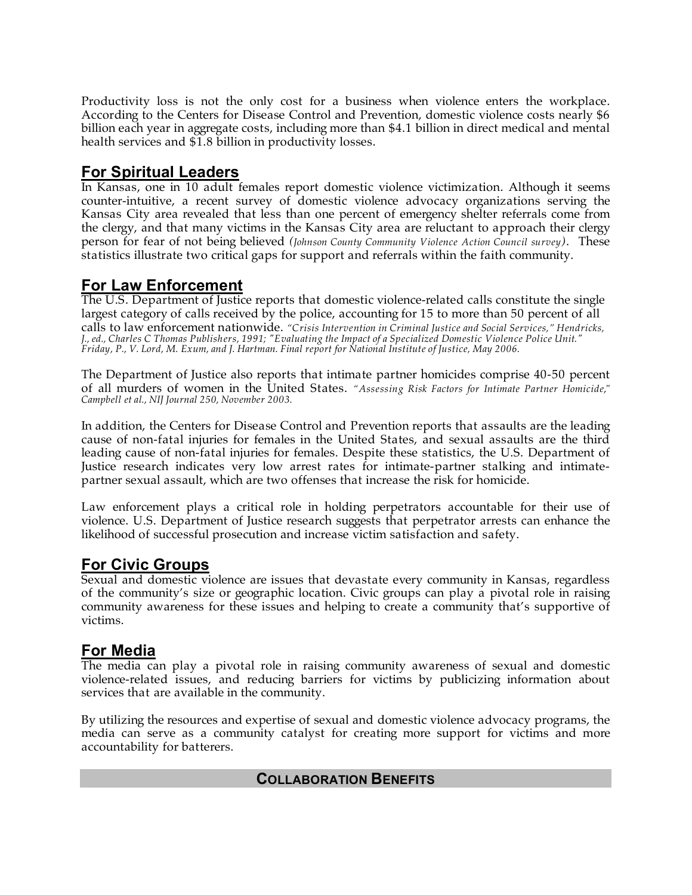Productivity loss is not the only cost for a business when violence enters the workplace. According to the Centers for Disease Control and Prevention, domestic violence costs nearly $6 billion each year in aggregate costs, including more than $4.1 billion in direct medical and mental health services and $1.8 billion in productivity losses.

## For Spiritual Leaders

In Kansas, one in 10 adult females report domestic violence victimization. Although it seems counter-intuitive, a recent survey of domestic violence advocacy organizations serving the Kansas City area revealed that less than one percent of emergency shelter referrals come from the clergy, and that many victims in the Kansas City area are reluctant to approach their clergy person for fear of not being believed *(Johnson County Community Violence Action Council survey)*. These statistics illustrate two critical gaps for support and referrals within the faith community.

## For Law Enforcement

The U.S. Department of Justice reports that domestic violence-related calls constitute the single largest category of calls received by the police, accounting for 15 to more than 50 percent of all calls to law enforcement nationwide. *"Crisis Intervention in Criminal Justice and Social Services," Hendricks, J., ed., Charles C Thomas Publishers, 1991; "Evaluating the Impact of a Specialized Domestic Violence Police Unit." Friday, P., V. Lord, M. Exum, and J. Hartman. Final report for National Institute of Justice, May 2006.*

The Department of Justice also reports that intimate partner homicides comprise 40-50 percent of all murders of women in the United States. *"Assessing Risk Factors for Intimate Partner Homicide," Campbell et al., NIJ Journal 250, November 2003.*

In addition, the Centers for Disease Control and Prevention reports that assaults are the leading cause of non-fatal injuries for females in the United States, and sexual assaults are the third leading cause of non-fatal injuries for females. Despite these statistics, the U.S. Department of Justice research indicates very low arrest rates for intimate-partner stalking and intimate-partner sexual assault, which are two offenses that increase the risk for homicide.

Law enforcement plays a critical role in holding perpetrators accountable for their use of violence. U.S. Department of Justice research suggests that perpetrator arrests can enhance the likelihood of successful prosecution and increase victim satisfaction and safety.

## For Civic Groups

Sexual and domestic violence are issues that devastate every community in Kansas, regardless of the community's size or geographic location. Civic groups can play a pivotal role in raising community awareness for these issues and helping to create a community that's supportive of victims.

## For Media

The media can play a pivotal role in raising community awareness of sexual and domestic violence-related issues, and reducing barriers for victims by publicizing information about services that are available in the community.

By utilizing the resources and expertise of sexual and domestic violence advocacy programs, the media can serve as a community catalyst for creating more support for victims and more accountability for batterers.

## Collaboration Benefits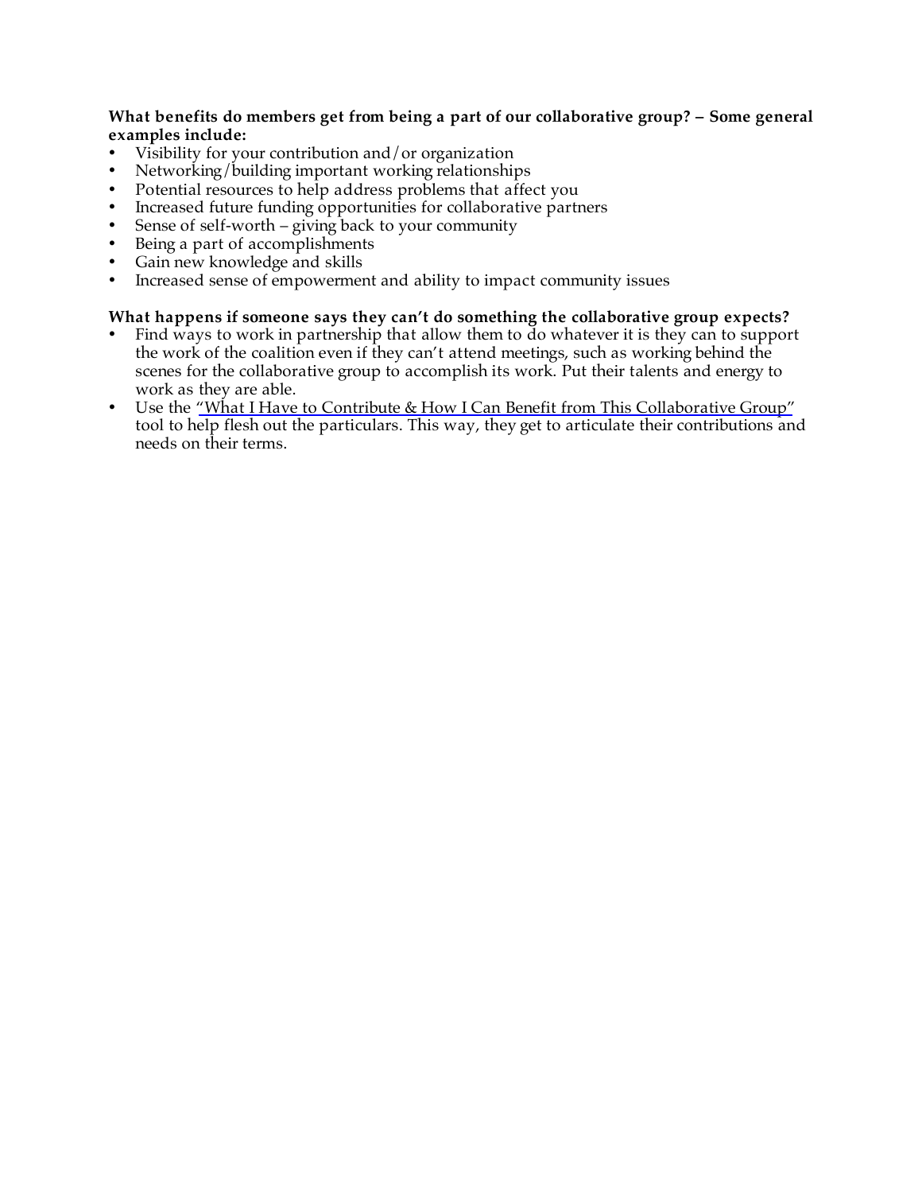**What benefits do members get from being a part of our collaborative group? – Some general examples include:**

- Visibility for your contribution and/or organization
- Networking/building important working relationships
- Potential resources to help address problems that affect you
- Increased future funding opportunities for collaborative partners
- Sense of self-worth – giving back to your community
- Being a part of accomplishments
- Gain new knowledge and skills
- Increased sense of empowerment and ability to impact community issues

**What happens if someone says they can't do something the collaborative group expects?**

- Find ways to work in partnership that allow them to do whatever it is they can to support the work of the coalition even if they can't attend meetings, such as working behind the scenes for the collaborative group to accomplish its work. Put their talents and energy to work as they are able.
- Use the "What I Have to Contribute & How I Can Benefit from This Collaborative Group" tool to help flesh out the particulars. This way, they get to articulate their contributions and needs on their terms.